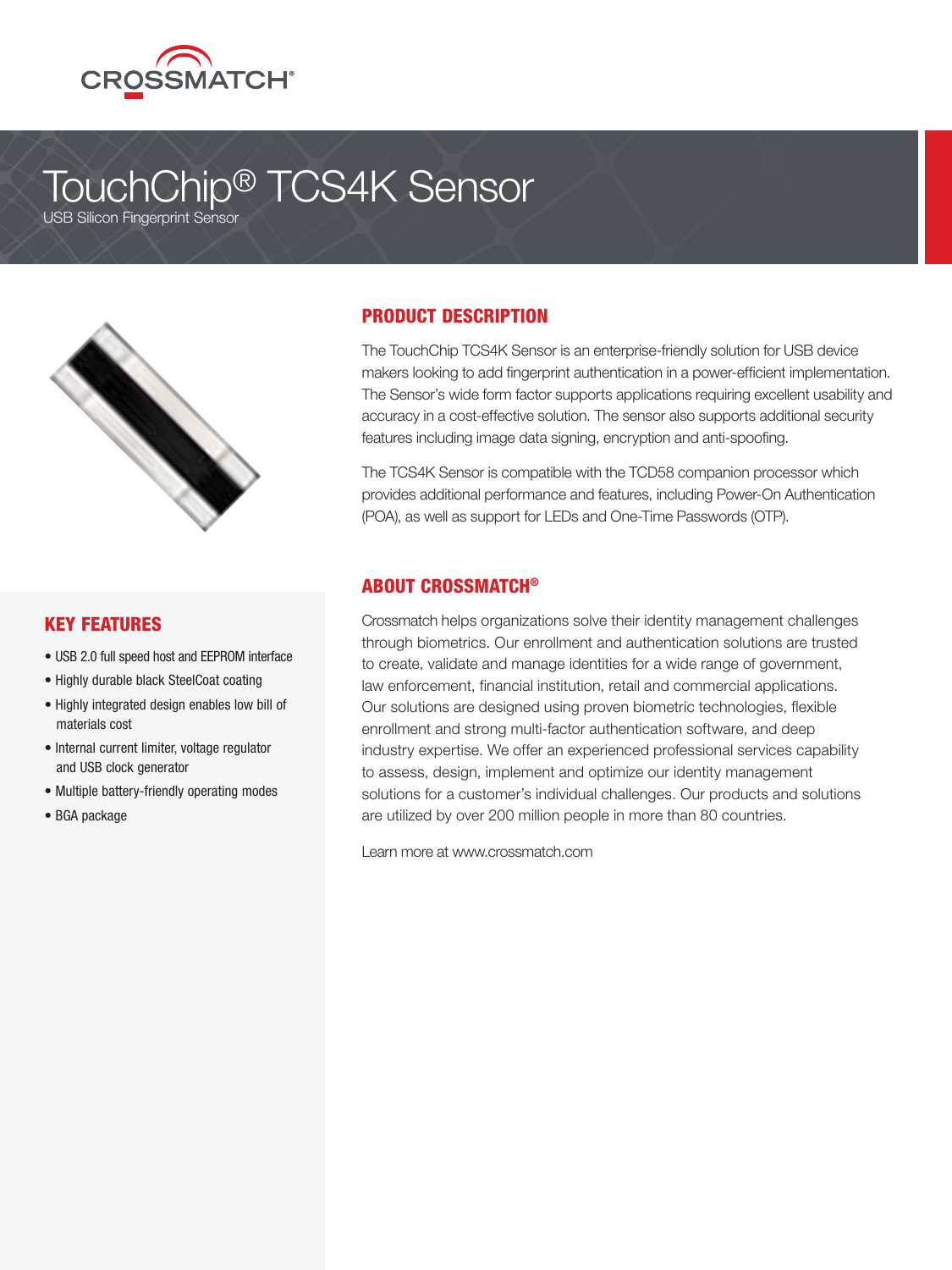CROSSMATCH®

# TouchChip® TCS4K Sensor

USB Silicon Fingerprint Sensor

## PRODUCT DESCRIPTION

The TouchChip TCS4K Sensor is an enterprise-friendly solution for USB device makers looking to add fingerprint authentication in a power-efficient implementation. The Sensor's wide form factor supports applications requiring excellent usability and accuracy in a cost-effective solution. The sensor also supports additional security features including image data signing, encryption and anti-spoofing.

The TCS4K Sensor is compatible with the TCD58 companion processor which provides additional performance and features, including Power-On Authentication (POA), as well as support for LEDs and One-Time Passwords (OTP).

## KEY FEATURES

- USB 2.0 full speed host and EEPROM interface
- Highly durable black SteelCoat coating
- Highly integrated design enables low bill of materials cost
- Internal current limiter, voltage regulator and USB clock generator
- Multiple battery-friendly operating modes
- BGA package

## ABOUT CROSSMATCH®

Crossmatch helps organizations solve their identity management challenges through biometrics. Our enrollment and authentication solutions are trusted to create, validate and manage identities for a wide range of government, law enforcement, financial institution, retail and commercial applications. Our solutions are designed using proven biometric technologies, flexible enrollment and strong multi-factor authentication software, and deep industry expertise. We offer an experienced professional services capability to assess, design, implement and optimize our identity management solutions for a customer's individual challenges. Our products and solutions are utilized by over 200 million people in more than 80 countries.

Learn more at www.crossmatch.com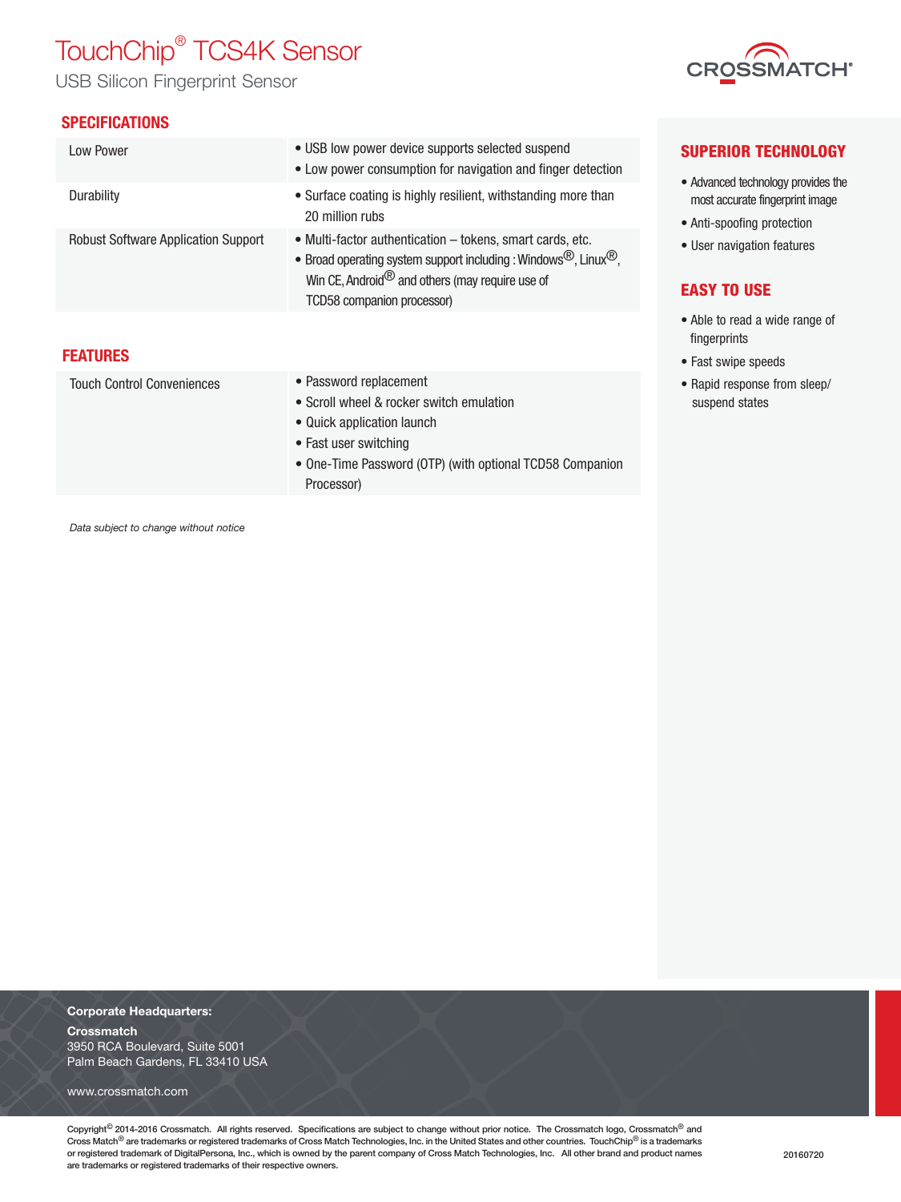# TouchChip® TCS4K Sensor

USB Silicon Fingerprint Sensor

CROSSMATCH®

## SPECIFICATIONS

| | |
|---|---|
| Low Power | • USB low power device supports selected suspend<br>• Low power consumption for navigation and finger detection |
| Durability | • Surface coating is highly resilient, withstanding more than 20 million rubs |
| Robust Software Application Support | • Multi-factor authentication – tokens, smart cards, etc.<br>• Broad operating system support including : Windows®, Linux®, Win CE, Android® and others (may require use of TCD58 companion processor) |

## FEATURES

| | |
|---|---|
| Touch Control Conveniences | • Password replacement<br>• Scroll wheel & rocker switch emulation<br>• Quick application launch<br>• Fast user switching<br>• One-Time Password (OTP) (with optional TCD58 Companion Processor) |

*Data subject to change without notice*

## SUPERIOR TECHNOLOGY

- Advanced technology provides the most accurate fingerprint image
- Anti-spoofing protection
- User navigation features

## EASY TO USE

- Able to read a wide range of fingerprints
- Fast swipe speeds
- Rapid response from sleep/suspend states

**Corporate Headquarters:**

**Crossmatch**
3950 RCA Boulevard, Suite 5001
Palm Beach Gardens, FL 33410 USA

www.crossmatch.com

Copyright© 2014-2016 Crossmatch. All rights reserved. Specifications are subject to change without prior notice. The Crossmatch logo, Crossmatch® and Cross Match® are trademarks or registered trademarks of Cross Match Technologies, Inc. in the United States and other countries. TouchChip® is a trademarks or registered trademark of DigitalPersona, Inc., which is owned by the parent company of Cross Match Technologies, Inc. All other brand and product names are trademarks or registered trademarks of their respective owners.

20160720